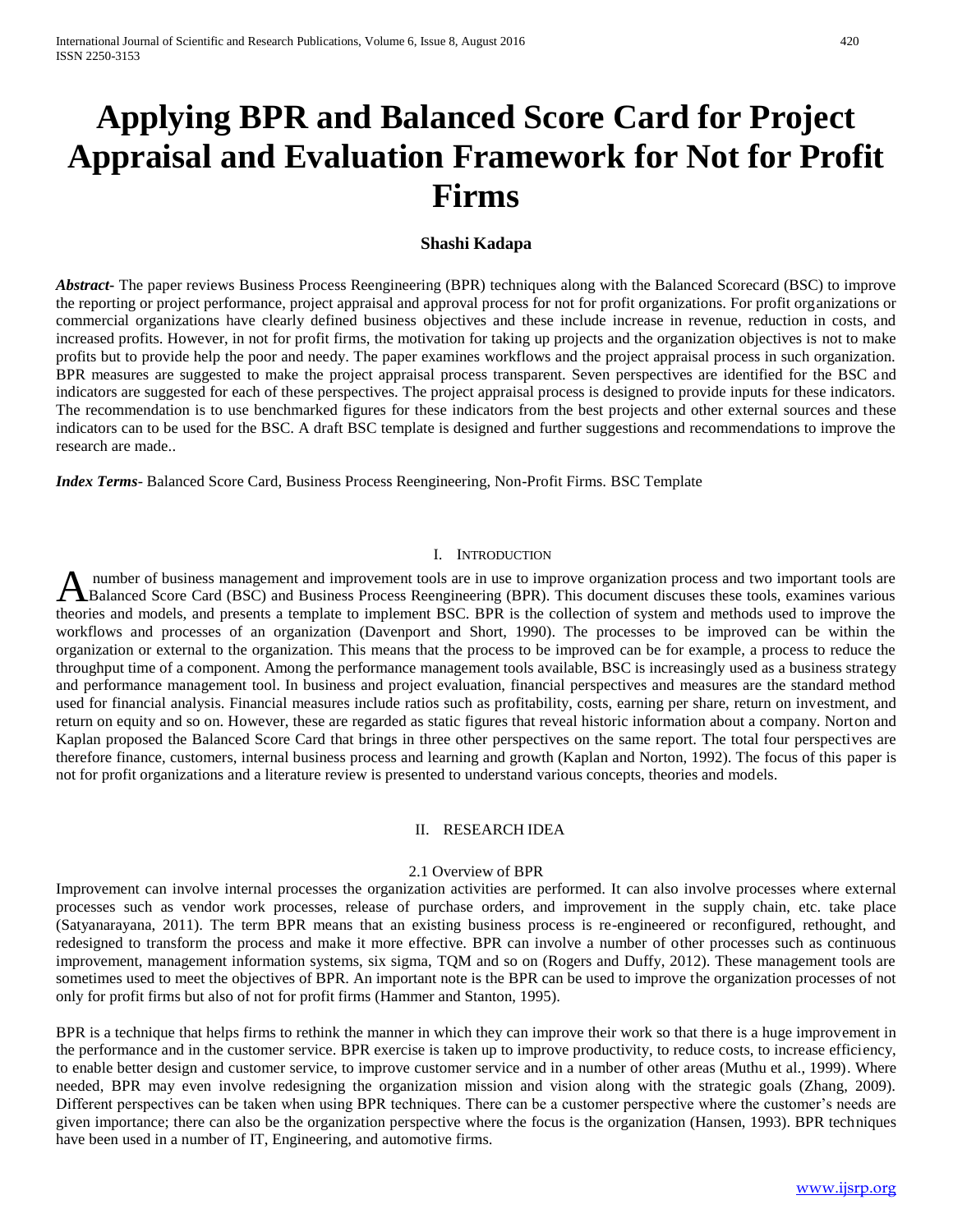# Applying BPR and Balanced Score Card for Project Appraisal and Evaluation Framework for Not for Profit Firms

**Shashi Kadapa**

***Abstract***- The paper reviews Business Process Reengineering (BPR) techniques along with the Balanced Scorecard (BSC) to improve the reporting or project performance, project appraisal and approval process for not for profit organizations. For profit organizations or commercial organizations have clearly defined business objectives and these include increase in revenue, reduction in costs, and increased profits. However, in not for profit firms, the motivation for taking up projects and the organization objectives is not to make profits but to provide help the poor and needy. The paper examines workflows and the project appraisal process in such organization. BPR measures are suggested to make the project appraisal process transparent. Seven perspectives are identified for the BSC and indicators are suggested for each of these perspectives. The project appraisal process is designed to provide inputs for these indicators. The recommendation is to use benchmarked figures for these indicators from the best projects and other external sources and these indicators can to be used for the BSC. A draft BSC template is designed and further suggestions and recommendations to improve the research are made..

***Index Terms***- Balanced Score Card, Business Process Reengineering, Non-Profit Firms. BSC Template

## I. Introduction

A number of business management and improvement tools are in use to improve organization process and two important tools are Balanced Score Card (BSC) and Business Process Reengineering (BPR). This document discuses these tools, examines various theories and models, and presents a template to implement BSC. BPR is the collection of system and methods used to improve the workflows and processes of an organization (Davenport and Short, 1990). The processes to be improved can be within the organization or external to the organization. This means that the process to be improved can be for example, a process to reduce the throughput time of a component. Among the performance management tools available, BSC is increasingly used as a business strategy and performance management tool. In business and project evaluation, financial perspectives and measures are the standard method used for financial analysis. Financial measures include ratios such as profitability, costs, earning per share, return on investment, and return on equity and so on. However, these are regarded as static figures that reveal historic information about a company. Norton and Kaplan proposed the Balanced Score Card that brings in three other perspectives on the same report. The total four perspectives are therefore finance, customers, internal business process and learning and growth (Kaplan and Norton, 1992). The focus of this paper is not for profit organizations and a literature review is presented to understand various concepts, theories and models.

## II. Research Idea

### 2.1 Overview of BPR

Improvement can involve internal processes the organization activities are performed. It can also involve processes where external processes such as vendor work processes, release of purchase orders, and improvement in the supply chain, etc. take place (Satyanarayana, 2011). The term BPR means that an existing business process is re-engineered or reconfigured, rethought, and redesigned to transform the process and make it more effective. BPR can involve a number of other processes such as continuous improvement, management information systems, six sigma, TQM and so on (Rogers and Duffy, 2012). These management tools are sometimes used to meet the objectives of BPR. An important note is the BPR can be used to improve the organization processes of not only for profit firms but also of not for profit firms (Hammer and Stanton, 1995).

BPR is a technique that helps firms to rethink the manner in which they can improve their work so that there is a huge improvement in the performance and in the customer service. BPR exercise is taken up to improve productivity, to reduce costs, to increase efficiency, to enable better design and customer service, to improve customer service and in a number of other areas (Muthu et al., 1999). Where needed, BPR may even involve redesigning the organization mission and vision along with the strategic goals (Zhang, 2009). Different perspectives can be taken when using BPR techniques. There can be a customer perspective where the customer's needs are given importance; there can also be the organization perspective where the focus is the organization (Hansen, 1993). BPR techniques have been used in a number of IT, Engineering, and automotive firms.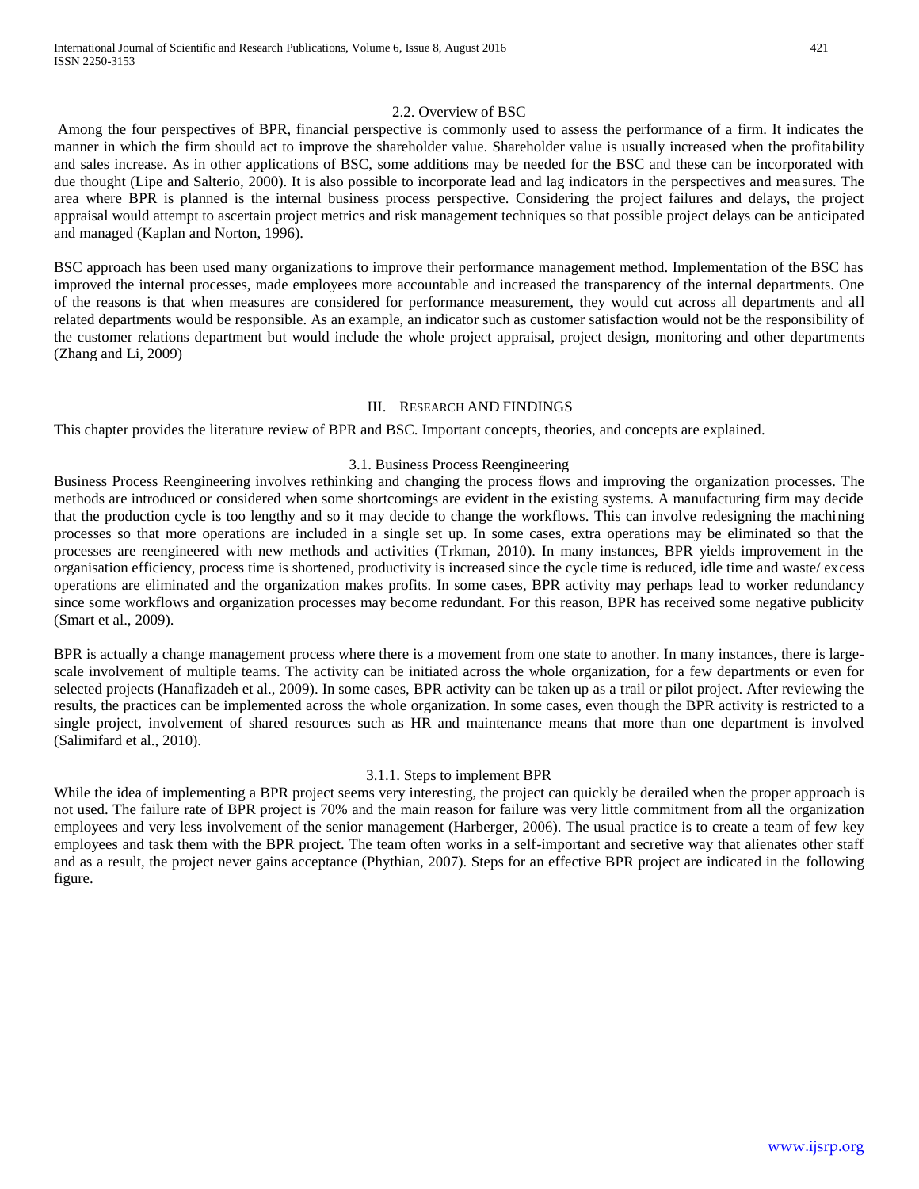### 2.2. Overview of BSC

Among the four perspectives of BPR, financial perspective is commonly used to assess the performance of a firm. It indicates the manner in which the firm should act to improve the shareholder value. Shareholder value is usually increased when the profitability and sales increase. As in other applications of BSC, some additions may be needed for the BSC and these can be incorporated with due thought (Lipe and Salterio, 2000). It is also possible to incorporate lead and lag indicators in the perspectives and measures. The area where BPR is planned is the internal business process perspective. Considering the project failures and delays, the project appraisal would attempt to ascertain project metrics and risk management techniques so that possible project delays can be anticipated and managed (Kaplan and Norton, 1996).

BSC approach has been used many organizations to improve their performance management method. Implementation of the BSC has improved the internal processes, made employees more accountable and increased the transparency of the internal departments. One of the reasons is that when measures are considered for performance measurement, they would cut across all departments and all related departments would be responsible. As an example, an indicator such as customer satisfaction would not be the responsibility of the customer relations department but would include the whole project appraisal, project design, monitoring and other departments (Zhang and Li, 2009)

## III. Research and Findings

This chapter provides the literature review of BPR and BSC. Important concepts, theories, and concepts are explained.

### 3.1. Business Process Reengineering

Business Process Reengineering involves rethinking and changing the process flows and improving the organization processes. The methods are introduced or considered when some shortcomings are evident in the existing systems. A manufacturing firm may decide that the production cycle is too lengthy and so it may decide to change the workflows. This can involve redesigning the machining processes so that more operations are included in a single set up. In some cases, extra operations may be eliminated so that the processes are reengineered with new methods and activities (Trkman, 2010). In many instances, BPR yields improvement in the organisation efficiency, process time is shortened, productivity is increased since the cycle time is reduced, idle time and waste/ excess operations are eliminated and the organization makes profits. In some cases, BPR activity may perhaps lead to worker redundancy since some workflows and organization processes may become redundant. For this reason, BPR has received some negative publicity (Smart et al., 2009).

BPR is actually a change management process where there is a movement from one state to another. In many instances, there is large-scale involvement of multiple teams. The activity can be initiated across the whole organization, for a few departments or even for selected projects (Hanafizadeh et al., 2009). In some cases, BPR activity can be taken up as a trail or pilot project. After reviewing the results, the practices can be implemented across the whole organization. In some cases, even though the BPR activity is restricted to a single project, involvement of shared resources such as HR and maintenance means that more than one department is involved (Salimifard et al., 2010).

#### 3.1.1. Steps to implement BPR

While the idea of implementing a BPR project seems very interesting, the project can quickly be derailed when the proper approach is not used. The failure rate of BPR project is 70% and the main reason for failure was very little commitment from all the organization employees and very less involvement of the senior management (Harberger, 2006). The usual practice is to create a team of few key employees and task them with the BPR project. The team often works in a self-important and secretive way that alienates other staff and as a result, the project never gains acceptance (Phythian, 2007). Steps for an effective BPR project are indicated in the following figure.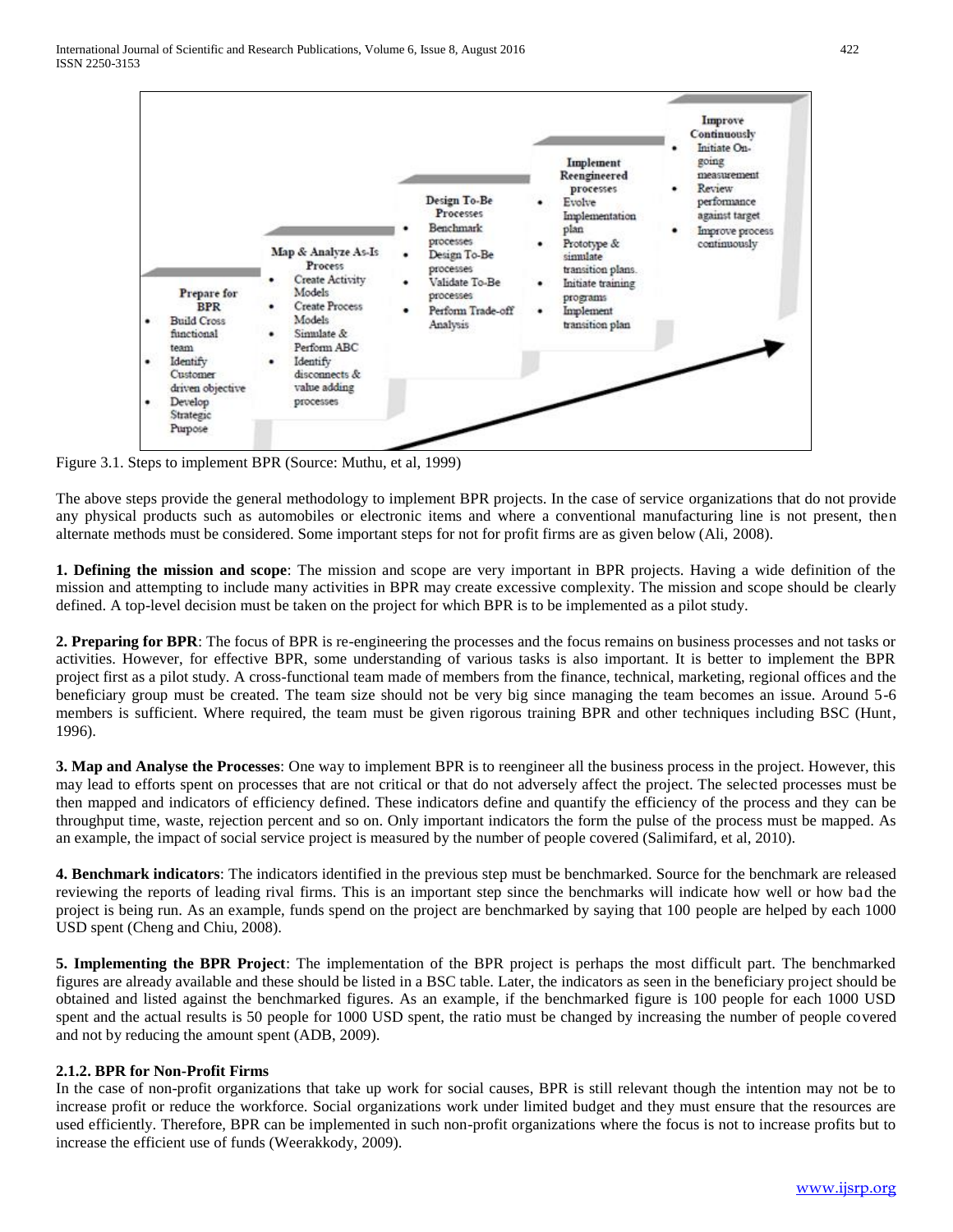Prepare for BPR
- Build Cross functional team
- Identify Customer driven objective
- Develop Strategic Purpose

Map & Analyze As-Is Process
- Create Activity Models
- Create Process Models
- Simulate & Perform ABC
- Identify disconnects & value adding processes

Design To-Be Processes
- Benchmark processes
- Design To-Be processes
- Validate To-Be processes
- Perform Trade-off Analysis

Implement Reengineered processes
- Evolve Implementation plan
- Prototype & simulate transition plans.
- Initiate training programs
- Implement transition plan

Improve Continuously
- Initiate On-going measurement
- Review performance against target
- Improve process continuously

Figure 3.1. Steps to implement BPR (Source: Muthu, et al, 1999)

The above steps provide the general methodology to implement BPR projects. In the case of service organizations that do not provide any physical products such as automobiles or electronic items and where a conventional manufacturing line is not present, then alternate methods must be considered. Some important steps for not for profit firms are as given below (Ali, 2008).

**1. Defining the mission and scope**: The mission and scope are very important in BPR projects. Having a wide definition of the mission and attempting to include many activities in BPR may create excessive complexity. The mission and scope should be clearly defined. A top-level decision must be taken on the project for which BPR is to be implemented as a pilot study.

**2. Preparing for BPR**: The focus of BPR is re-engineering the processes and the focus remains on business processes and not tasks or activities. However, for effective BPR, some understanding of various tasks is also important. It is better to implement the BPR project first as a pilot study. A cross-functional team made of members from the finance, technical, marketing, regional offices and the beneficiary group must be created. The team size should not be very big since managing the team becomes an issue. Around 5-6 members is sufficient. Where required, the team must be given rigorous training BPR and other techniques including BSC (Hunt, 1996).

**3. Map and Analyse the Processes**: One way to implement BPR is to reengineer all the business process in the project. However, this may lead to efforts spent on processes that are not critical or that do not adversely affect the project. The selected processes must be then mapped and indicators of efficiency defined. These indicators define and quantify the efficiency of the process and they can be throughput time, waste, rejection percent and so on. Only important indicators the form the pulse of the process must be mapped. As an example, the impact of social service project is measured by the number of people covered (Salimifard, et al, 2010).

**4. Benchmark indicators**: The indicators identified in the previous step must be benchmarked. Source for the benchmark are released reviewing the reports of leading rival firms. This is an important step since the benchmarks will indicate how well or how bad the project is being run. As an example, funds spend on the project are benchmarked by saying that 100 people are helped by each 1000 USD spent (Cheng and Chiu, 2008).

**5. Implementing the BPR Project**: The implementation of the BPR project is perhaps the most difficult part. The benchmarked figures are already available and these should be listed in a BSC table. Later, the indicators as seen in the beneficiary project should be obtained and listed against the benchmarked figures. As an example, if the benchmarked figure is 100 people for each 1000 USD spent and the actual results is 50 people for 1000 USD spent, the ratio must be changed by increasing the number of people covered and not by reducing the amount spent (ADB, 2009).

### 2.1.2. BPR for Non-Profit Firms

In the case of non-profit organizations that take up work for social causes, BPR is still relevant though the intention may not be to increase profit or reduce the workforce. Social organizations work under limited budget and they must ensure that the resources are used efficiently. Therefore, BPR can be implemented in such non-profit organizations where the focus is not to increase profits but to increase the efficient use of funds (Weerakkody, 2009).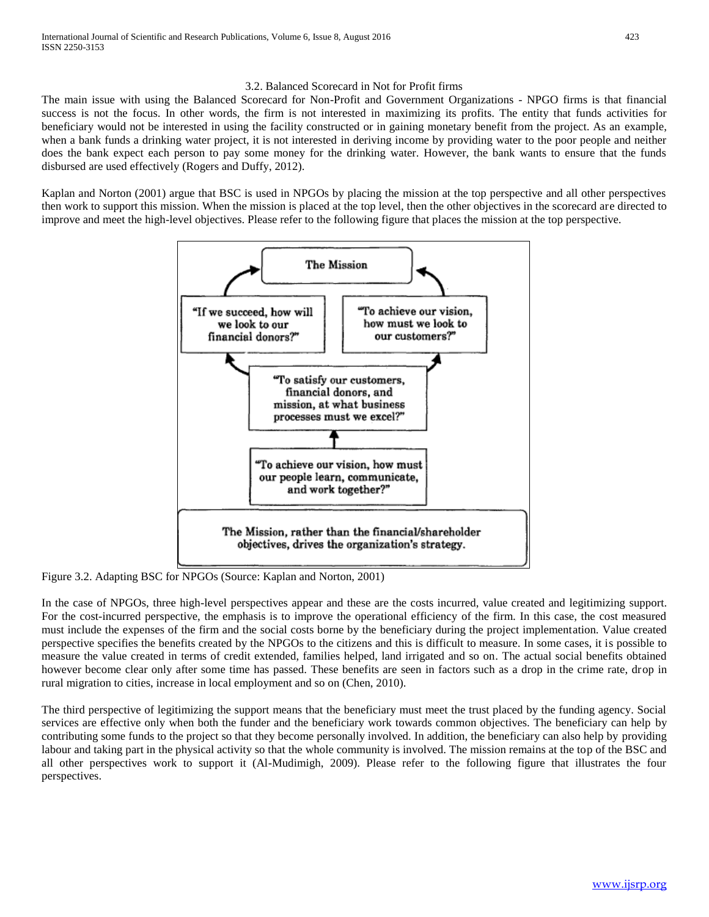### 3.2. Balanced Scorecard in Not for Profit firms

The main issue with using the Balanced Scorecard for Non-Profit and Government Organizations - NPGO firms is that financial success is not the focus. In other words, the firm is not interested in maximizing its profits. The entity that funds activities for beneficiary would not be interested in using the facility constructed or in gaining monetary benefit from the project. As an example, when a bank funds a drinking water project, it is not interested in deriving income by providing water to the poor people and neither does the bank expect each person to pay some money for the drinking water. However, the bank wants to ensure that the funds disbursed are used effectively (Rogers and Duffy, 2012).

Kaplan and Norton (2001) argue that BSC is used in NPGOs by placing the mission at the top perspective and all other perspectives then work to support this mission. When the mission is placed at the top level, then the other objectives in the scorecard are directed to improve and meet the high-level objectives. Please refer to the following figure that places the mission at the top perspective.

The Mission

"If we succeed, how will we look to our financial donors?"

"To achieve our vision, how must we look to our customers?"

"To satisfy our customers, financial donors, and mission, at what business processes must we excel?"

"To achieve our vision, how must our people learn, communicate, and work together?"

The Mission, rather than the financial/shareholder objectives, drives the organization's strategy.

Figure 3.2. Adapting BSC for NPGOs (Source: Kaplan and Norton, 2001)

In the case of NPGOs, three high-level perspectives appear and these are the costs incurred, value created and legitimizing support. For the cost-incurred perspective, the emphasis is to improve the operational efficiency of the firm. In this case, the cost measured must include the expenses of the firm and the social costs borne by the beneficiary during the project implementation. Value created perspective specifies the benefits created by the NPGOs to the citizens and this is difficult to measure. In some cases, it is possible to measure the value created in terms of credit extended, families helped, land irrigated and so on. The actual social benefits obtained however become clear only after some time has passed. These benefits are seen in factors such as a drop in the crime rate, drop in rural migration to cities, increase in local employment and so on (Chen, 2010).

The third perspective of legitimizing the support means that the beneficiary must meet the trust placed by the funding agency. Social services are effective only when both the funder and the beneficiary work towards common objectives. The beneficiary can help by contributing some funds to the project so that they become personally involved. In addition, the beneficiary can also help by providing labour and taking part in the physical activity so that the whole community is involved. The mission remains at the top of the BSC and all other perspectives work to support it (Al-Mudimigh, 2009). Please refer to the following figure that illustrates the four perspectives.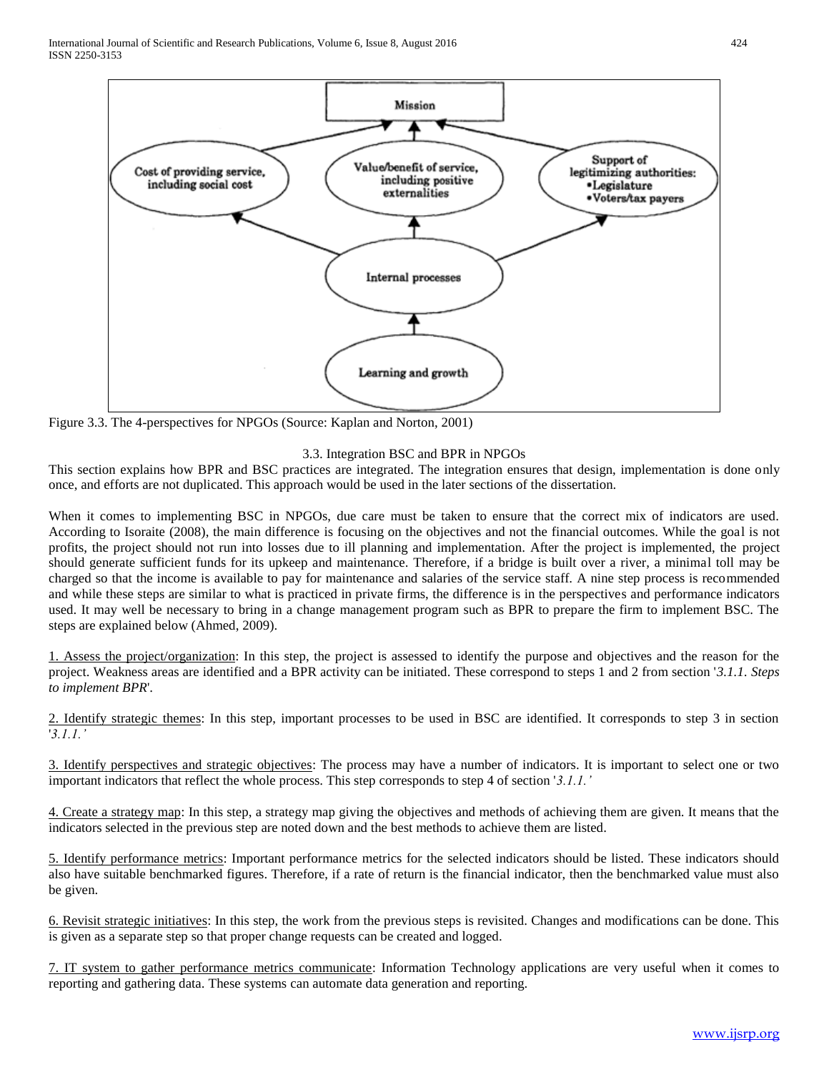Figure 3.3. The 4-perspectives for NPGOs (Source: Kaplan and Norton, 2001)

### 3.3. Integration BSC and BPR in NPGOs

This section explains how BPR and BSC practices are integrated. The integration ensures that design, implementation is done only once, and efforts are not duplicated. This approach would be used in the later sections of the dissertation.

When it comes to implementing BSC in NPGOs, due care must be taken to ensure that the correct mix of indicators are used. According to Isoraite (2008), the main difference is focusing on the objectives and not the financial outcomes. While the goal is not profits, the project should not run into losses due to ill planning and implementation. After the project is implemented, the project should generate sufficient funds for its upkeep and maintenance. Therefore, if a bridge is built over a river, a minimal toll may be charged so that the income is available to pay for maintenance and salaries of the service staff. A nine step process is recommended and while these steps are similar to what is practiced in private firms, the difference is in the perspectives and performance indicators used. It may well be necessary to bring in a change management program such as BPR to prepare the firm to implement BSC. The steps are explained below (Ahmed, 2009).

1. Assess the project/organization: In this step, the project is assessed to identify the purpose and objectives and the reason for the project. Weakness areas are identified and a BPR activity can be initiated. These correspond to steps 1 and 2 from section '*3.1.1. Steps to implement BPR*'.

2. Identify strategic themes: In this step, important processes to be used in BSC are identified. It corresponds to step 3 in section '*3.1.1.*'

3. Identify perspectives and strategic objectives: The process may have a number of indicators. It is important to select one or two important indicators that reflect the whole process. This step corresponds to step 4 of section '*3.1.1.*'

4. Create a strategy map: In this step, a strategy map giving the objectives and methods of achieving them are given. It means that the indicators selected in the previous step are noted down and the best methods to achieve them are listed.

5. Identify performance metrics: Important performance metrics for the selected indicators should be listed. These indicators should also have suitable benchmarked figures. Therefore, if a rate of return is the financial indicator, then the benchmarked value must also be given.

6. Revisit strategic initiatives: In this step, the work from the previous steps is revisited. Changes and modifications can be done. This is given as a separate step so that proper change requests can be created and logged.

7. IT system to gather performance metrics communicate: Information Technology applications are very useful when it comes to reporting and gathering data. These systems can automate data generation and reporting.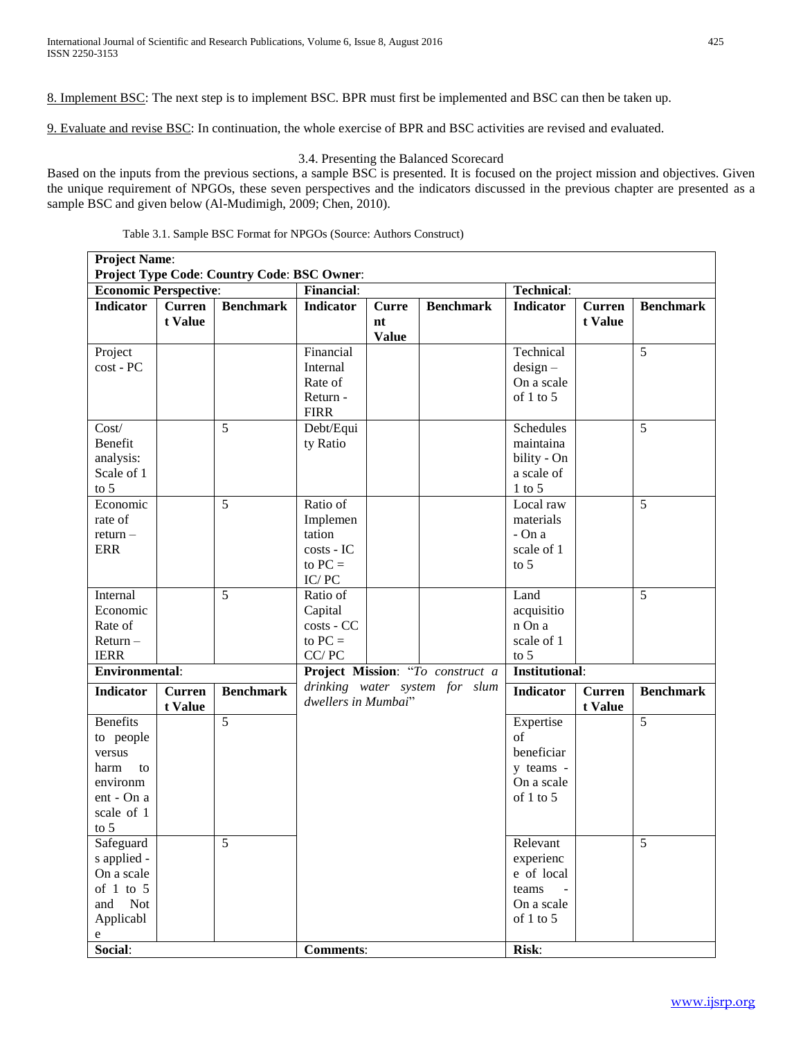8. Implement BSC: The next step is to implement BSC. BPR must first be implemented and BSC can then be taken up.

9. Evaluate and revise BSC: In continuation, the whole exercise of BPR and BSC activities are revised and evaluated.

### 3.4. Presenting the Balanced Scorecard

Based on the inputs from the previous sections, a sample BSC is presented. It is focused on the project mission and objectives. Given the unique requirement of NPGOs, these seven perspectives and the indicators discussed in the previous chapter are presented as a sample BSC and given below (Al-Mudimigh, 2009; Chen, 2010).

Table 3.1. Sample BSC Format for NPGOs (Source: Authors Construct)

| **Project Name**: | | | | | | | | |
|---|---|---|---|---|---|---|---|---|
| **Project Type Code**: **Country Code**: **BSC Owner**: | | | | | | | | |
| **Economic Perspective**: | | | **Financial**: | | | **Technical**: | | |
| **Indicator** | **Current Value** | **Benchmark** | **Indicator** | **Current Value** | **Benchmark** | **Indicator** | **Current Value** | **Benchmark** |
| Project cost - PC | | | Financial Internal Rate of Return - FIRR | | | Technical design – On a scale of 1 to 5 | | 5 |
| Cost/ Benefit analysis: Scale of 1 to 5 | | 5 | Debt/Equity Ratio | | | Schedules maintainability - On a scale of 1 to 5 | | 5 |
| Economic rate of return – ERR | | 5 | Ratio of Implementation costs - IC to PC = IC/ PC | | | Local raw materials - On a scale of 1 to 5 | | 5 |
| Internal Economic Rate of Return – IERR | | 5 | Ratio of Capital costs - CC to PC = CC/ PC | | | Land acquisition On a scale of 1 to 5 | | 5 |
| **Environmental**: | | | **Project Mission**: "*To construct a drinking water system for slum dwellers in Mumbai*" | | | **Institutional**: | | |
| **Indicator** | **Current Value** | **Benchmark** | | | | **Indicator** | **Current Value** | **Benchmark** |
| Benefits to people versus harm to environment - On a scale of 1 to 5 | | 5 | | | | Expertise of beneficiary teams - On a scale of 1 to 5 | | 5 |
| Safeguards applied - On a scale of 1 to 5 and Not Applicable | | 5 | | | | Relevant experience of local teams - On a scale of 1 to 5 | | 5 |
| **Social**: | | | **Comments**: | | | **Risk**: | | |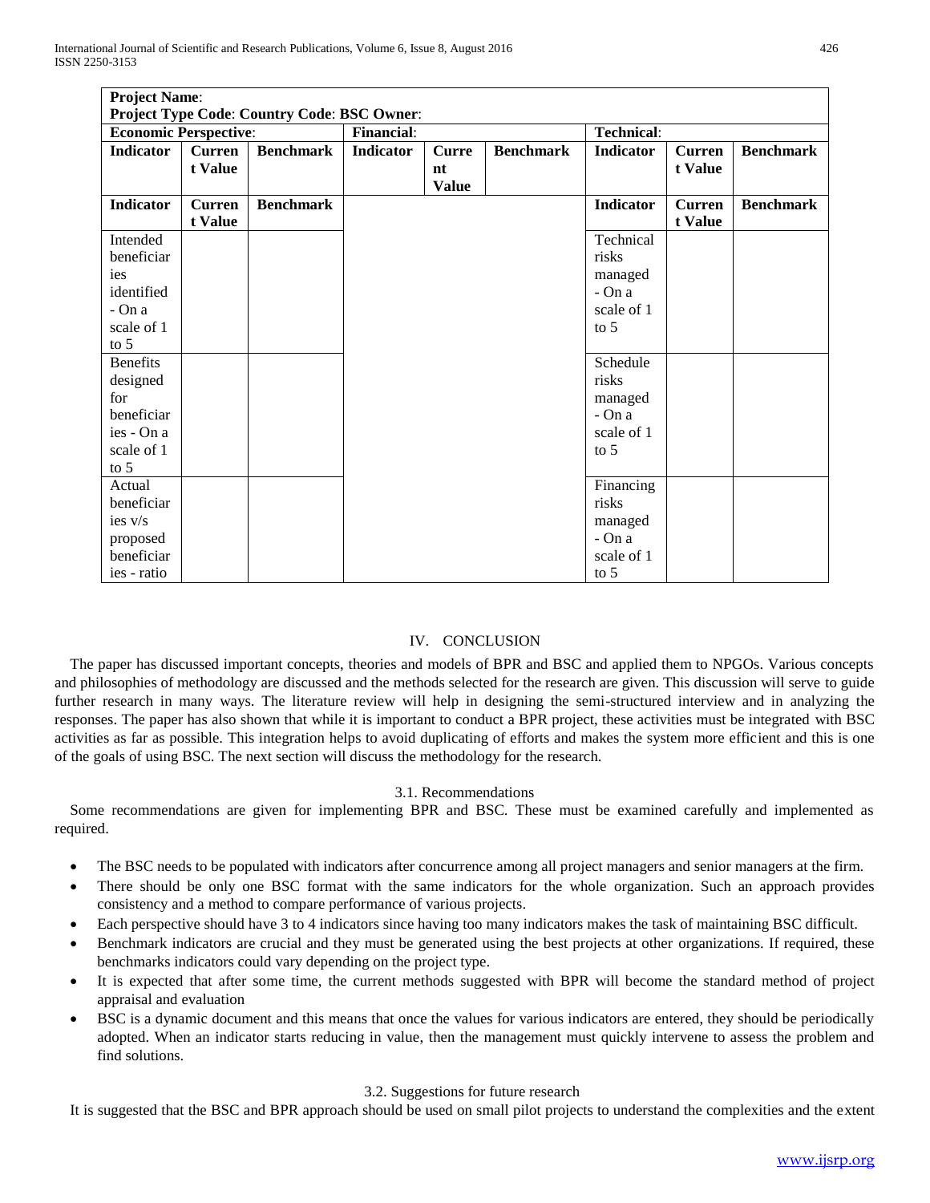| **Project Name**: | | | | | | | | |
|---|---|---|---|---|---|---|---|---|
| **Project Type Code**: **Country Code**: **BSC Owner**: | | | | | | | | |
| **Economic Perspective**: | | | **Financial**: | | | **Technical**: | | |
| **Indicator** | **Current Value** | **Benchmark** | **Indicator** | **Current Value** | **Benchmark** | **Indicator** | **Current Value** | **Benchmark** |
| **Indicator** | **Current Value** | **Benchmark** | | | | **Indicator** | **Current Value** | **Benchmark** |
| Intended beneficiaries identified - On a scale of 1 to 5 | | | | | | Technical risks managed - On a scale of 1 to 5 | | |
| Benefits designed for beneficiaries - On a scale of 1 to 5 | | | | | | Schedule risks managed - On a scale of 1 to 5 | | |
| Actual beneficiaries v/s proposed beneficiaries - ratio | | | | | | Financing risks managed - On a scale of 1 to 5 | | |

## IV. CONCLUSION

The paper has discussed important concepts, theories and models of BPR and BSC and applied them to NPGOs. Various concepts and philosophies of methodology are discussed and the methods selected for the research are given. This discussion will serve to guide further research in many ways. The literature review will help in designing the semi-structured interview and in analyzing the responses. The paper has also shown that while it is important to conduct a BPR project, these activities must be integrated with BSC activities as far as possible. This integration helps to avoid duplicating of efforts and makes the system more efficient and this is one of the goals of using BSC. The next section will discuss the methodology for the research.

### 3.1. Recommendations

Some recommendations are given for implementing BPR and BSC. These must be examined carefully and implemented as required.

- The BSC needs to be populated with indicators after concurrence among all project managers and senior managers at the firm.
- There should be only one BSC format with the same indicators for the whole organization. Such an approach provides consistency and a method to compare performance of various projects.
- Each perspective should have 3 to 4 indicators since having too many indicators makes the task of maintaining BSC difficult.
- Benchmark indicators are crucial and they must be generated using the best projects at other organizations. If required, these benchmarks indicators could vary depending on the project type.
- It is expected that after some time, the current methods suggested with BPR will become the standard method of project appraisal and evaluation
- BSC is a dynamic document and this means that once the values for various indicators are entered, they should be periodically adopted. When an indicator starts reducing in value, then the management must quickly intervene to assess the problem and find solutions.

### 3.2. Suggestions for future research

It is suggested that the BSC and BPR approach should be used on small pilot projects to understand the complexities and the extent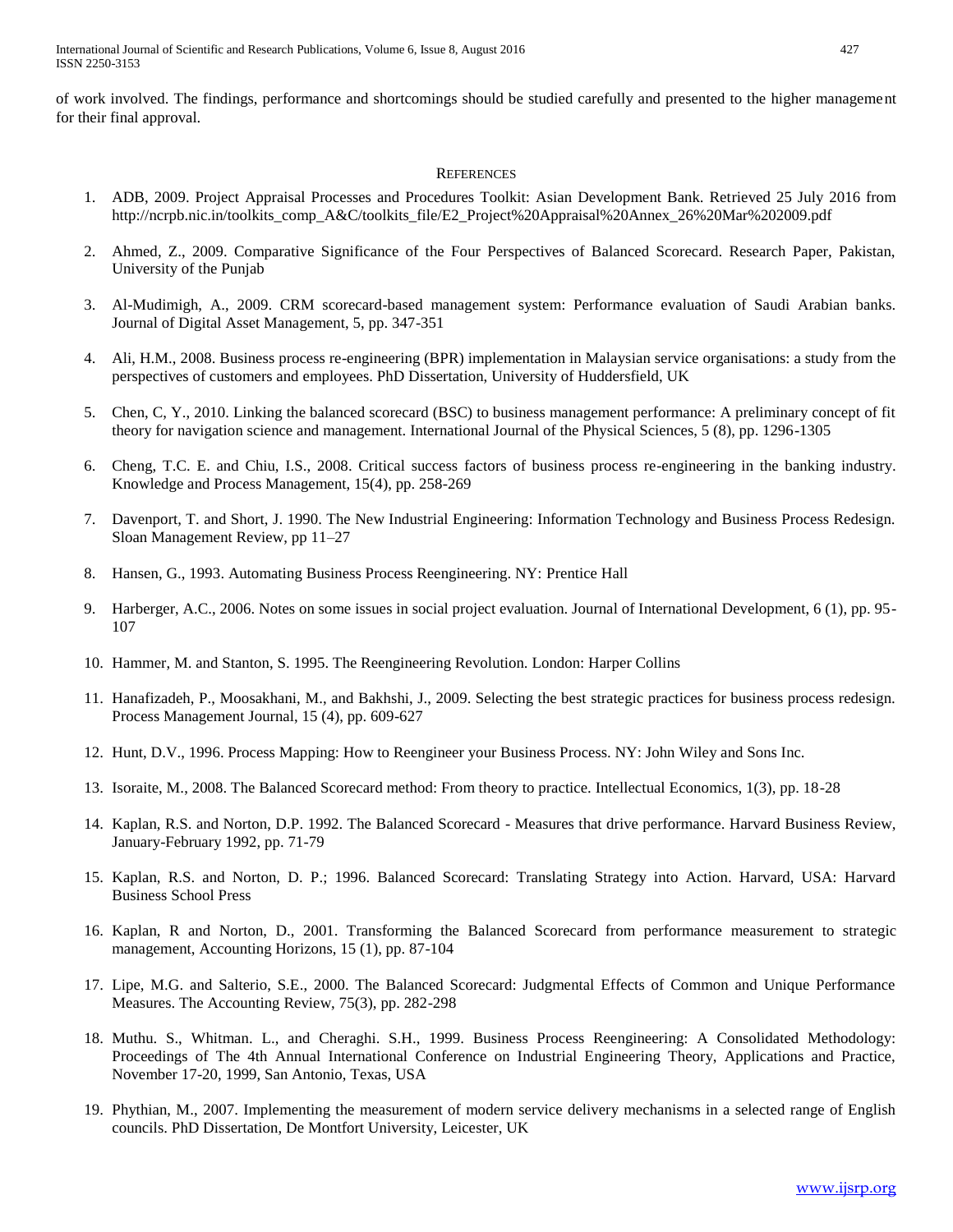of work involved. The findings, performance and shortcomings should be studied carefully and presented to the higher management for their final approval.

## References

1. ADB, 2009. Project Appraisal Processes and Procedures Toolkit: Asian Development Bank. Retrieved 25 July 2016 from http://ncrpb.nic.in/toolkits_comp_A&C/toolkits_file/E2_Project%20Appraisal%20Annex_26%20Mar%202009.pdf

2. Ahmed, Z., 2009. Comparative Significance of the Four Perspectives of Balanced Scorecard. Research Paper, Pakistan, University of the Punjab

3. Al-Mudimigh, A., 2009. CRM scorecard-based management system: Performance evaluation of Saudi Arabian banks. Journal of Digital Asset Management, 5, pp. 347-351

4. Ali, H.M., 2008. Business process re-engineering (BPR) implementation in Malaysian service organisations: a study from the perspectives of customers and employees. PhD Dissertation, University of Huddersfield, UK

5. Chen, C, Y., 2010. Linking the balanced scorecard (BSC) to business management performance: A preliminary concept of fit theory for navigation science and management. International Journal of the Physical Sciences, 5 (8), pp. 1296-1305

6. Cheng, T.C. E. and Chiu, I.S., 2008. Critical success factors of business process re-engineering in the banking industry. Knowledge and Process Management, 15(4), pp. 258-269

7. Davenport, T. and Short, J. 1990. The New Industrial Engineering: Information Technology and Business Process Redesign. Sloan Management Review, pp 11–27

8. Hansen, G., 1993. Automating Business Process Reengineering. NY: Prentice Hall

9. Harberger, A.C., 2006. Notes on some issues in social project evaluation. Journal of International Development, 6 (1), pp. 95-107

10. Hammer, M. and Stanton, S. 1995. The Reengineering Revolution. London: Harper Collins

11. Hanafizadeh, P., Moosakhani, M., and Bakhshi, J., 2009. Selecting the best strategic practices for business process redesign. Process Management Journal, 15 (4), pp. 609-627

12. Hunt, D.V., 1996. Process Mapping: How to Reengineer your Business Process. NY: John Wiley and Sons Inc.

13. Isoraite, M., 2008. The Balanced Scorecard method: From theory to practice. Intellectual Economics, 1(3), pp. 18-28

14. Kaplan, R.S. and Norton, D.P. 1992. The Balanced Scorecard - Measures that drive performance. Harvard Business Review, January-February 1992, pp. 71-79

15. Kaplan, R.S. and Norton, D. P.; 1996. Balanced Scorecard: Translating Strategy into Action. Harvard, USA: Harvard Business School Press

16. Kaplan, R and Norton, D., 2001. Transforming the Balanced Scorecard from performance measurement to strategic management, Accounting Horizons, 15 (1), pp. 87-104

17. Lipe, M.G. and Salterio, S.E., 2000. The Balanced Scorecard: Judgmental Effects of Common and Unique Performance Measures. The Accounting Review, 75(3), pp. 282-298

18. Muthu. S., Whitman. L., and Cheraghi. S.H., 1999. Business Process Reengineering: A Consolidated Methodology: Proceedings of The 4th Annual International Conference on Industrial Engineering Theory, Applications and Practice, November 17-20, 1999, San Antonio, Texas, USA

19. Phythian, M., 2007. Implementing the measurement of modern service delivery mechanisms in a selected range of English councils. PhD Dissertation, De Montfort University, Leicester, UK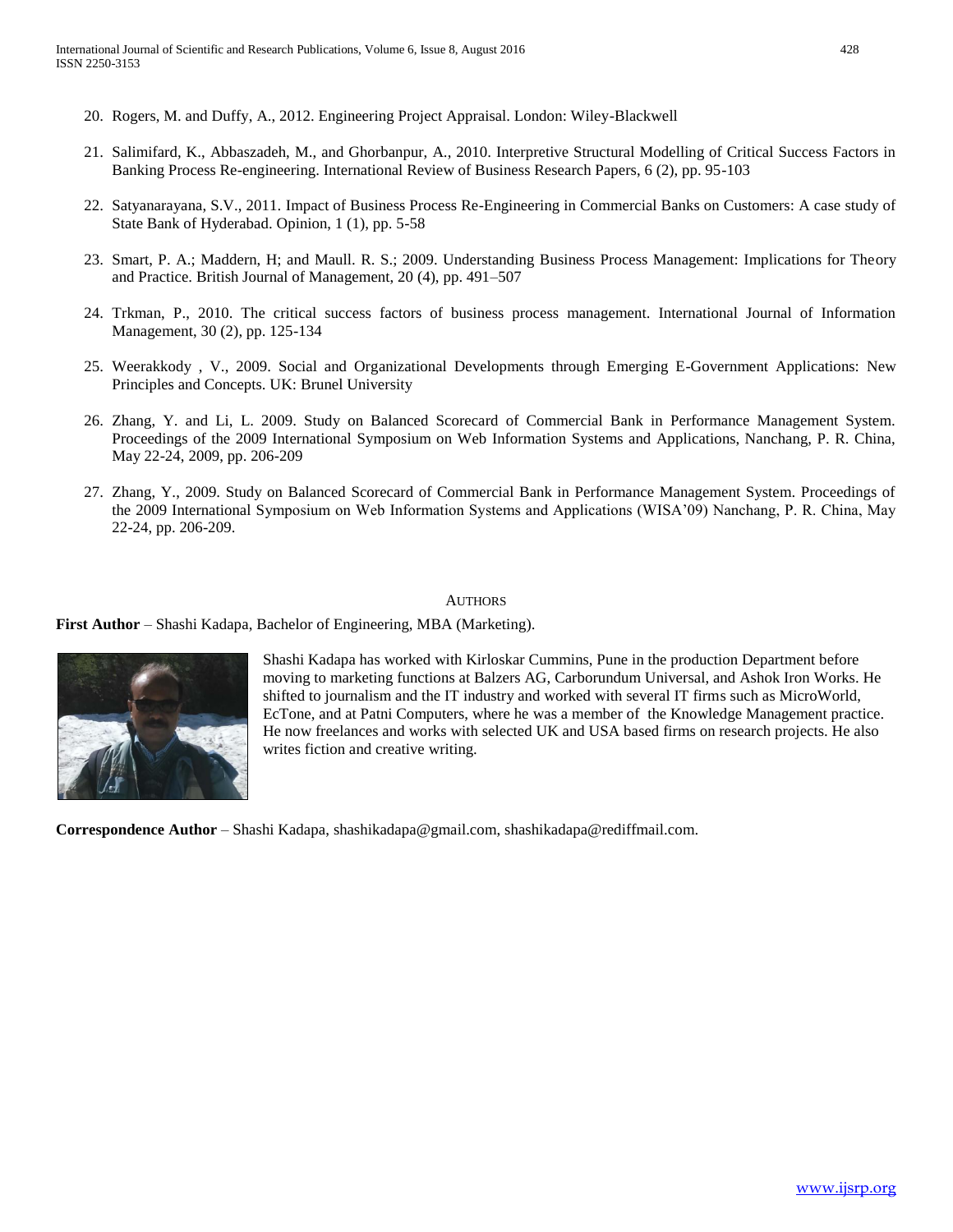20. Rogers, M. and Duffy, A., 2012. Engineering Project Appraisal. London: Wiley-Blackwell

21. Salimifard, K., Abbaszadeh, M., and Ghorbanpur, A., 2010. Interpretive Structural Modelling of Critical Success Factors in Banking Process Re-engineering. International Review of Business Research Papers, 6 (2), pp. 95-103

22. Satyanarayana, S.V., 2011. Impact of Business Process Re-Engineering in Commercial Banks on Customers: A case study of State Bank of Hyderabad. Opinion, 1 (1), pp. 5-58

23. Smart, P. A.; Maddern, H; and Maull. R. S.; 2009. Understanding Business Process Management: Implications for Theory and Practice. British Journal of Management, 20 (4), pp. 491–507

24. Trkman, P., 2010. The critical success factors of business process management. International Journal of Information Management, 30 (2), pp. 125-134

25. Weerakkody , V., 2009. Social and Organizational Developments through Emerging E-Government Applications: New Principles and Concepts. UK: Brunel University

26. Zhang, Y. and Li, L. 2009. Study on Balanced Scorecard of Commercial Bank in Performance Management System. Proceedings of the 2009 International Symposium on Web Information Systems and Applications, Nanchang, P. R. China, May 22-24, 2009, pp. 206-209

27. Zhang, Y., 2009. Study on Balanced Scorecard of Commercial Bank in Performance Management System. Proceedings of the 2009 International Symposium on Web Information Systems and Applications (WISA'09) Nanchang, P. R. China, May 22-24, pp. 206-209.

## Authors

**First Author** – Shashi Kadapa, Bachelor of Engineering, MBA (Marketing).

Shashi Kadapa has worked with Kirloskar Cummins, Pune in the production Department before moving to marketing functions at Balzers AG, Carborundum Universal, and Ashok Iron Works. He shifted to journalism and the IT industry and worked with several IT firms such as MicroWorld, EcTone, and at Patni Computers, where he was a member of the Knowledge Management practice. He now freelances and works with selected UK and USA based firms on research projects. He also writes fiction and creative writing.

**Correspondence Author** – Shashi Kadapa, shashikadapa@gmail.com, shashikadapa@rediffmail.com.